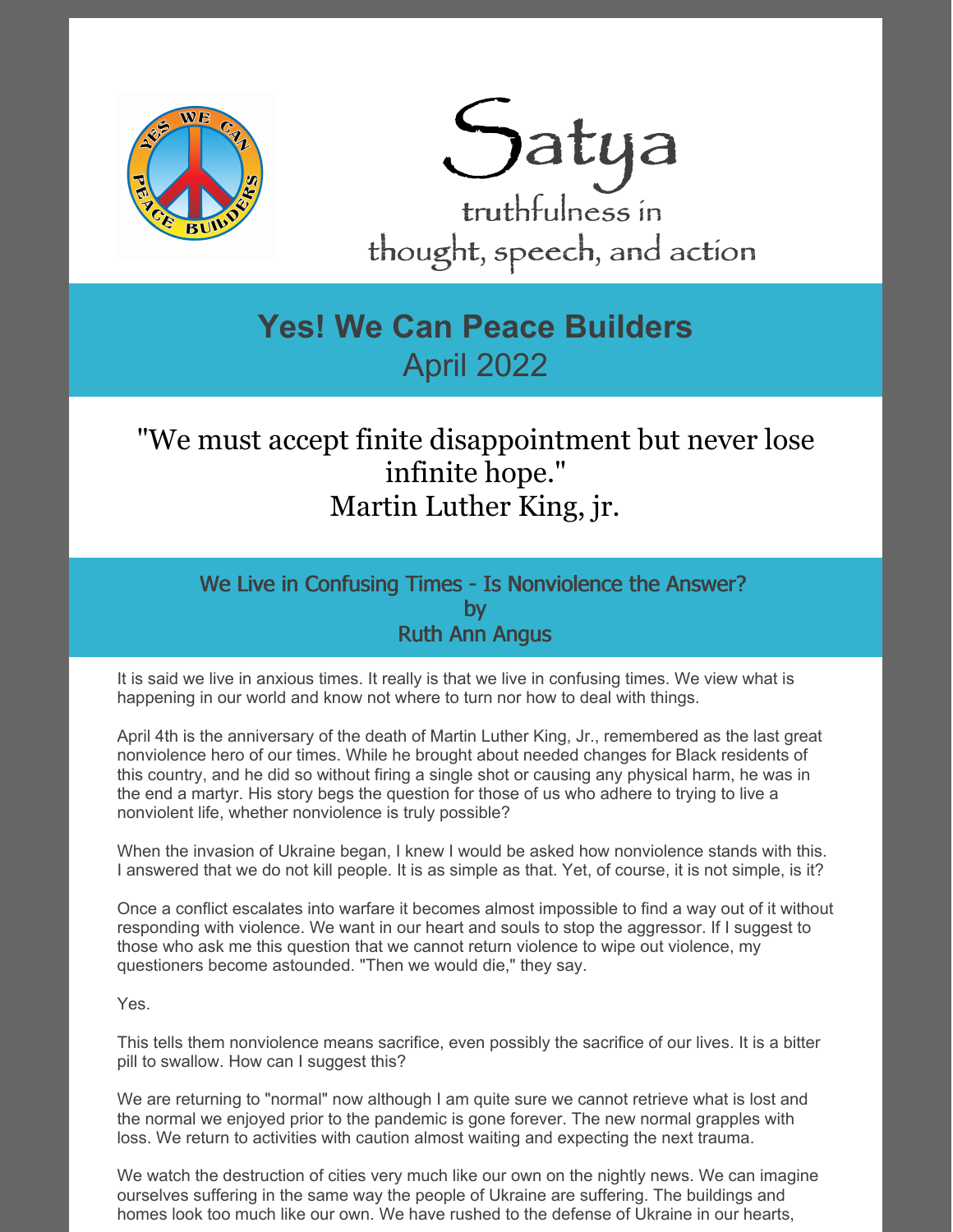# Satya

truthfulness in
thought, speech, and action

## Yes! We Can Peace Builders

April 2022

"We must accept finite disappointment but never lose infinite hope."
Martin Luther King, jr.

### We Live in Confusing Times - Is Nonviolence the Answer?
by
Ruth Ann Angus

It is said we live in anxious times. It really is that we live in confusing times. We view what is happening in our world and know not where to turn nor how to deal with things.

April 4th is the anniversary of the death of Martin Luther King, Jr., remembered as the last great nonviolence hero of our times. While he brought about needed changes for Black residents of this country, and he did so without firing a single shot or causing any physical harm, he was in the end a martyr. His story begs the question for those of us who adhere to trying to live a nonviolent life, whether nonviolence is truly possible?

When the invasion of Ukraine began, I knew I would be asked how nonviolence stands with this. I answered that we do not kill people. It is as simple as that. Yet, of course, it is not simple, is it?

Once a conflict escalates into warfare it becomes almost impossible to find a way out of it without responding with violence. We want in our heart and souls to stop the aggressor. If I suggest to those who ask me this question that we cannot return violence to wipe out violence, my questioners become astounded. "Then we would die," they say.

Yes.

This tells them nonviolence means sacrifice, even possibly the sacrifice of our lives. It is a bitter pill to swallow. How can I suggest this?

We are returning to "normal" now although I am quite sure we cannot retrieve what is lost and the normal we enjoyed prior to the pandemic is gone forever. The new normal grapples with loss. We return to activities with caution almost waiting and expecting the next trauma.

We watch the destruction of cities very much like our own on the nightly news. We can imagine ourselves suffering in the same way the people of Ukraine are suffering. The buildings and homes look too much like our own. We have rushed to the defense of Ukraine in our hearts,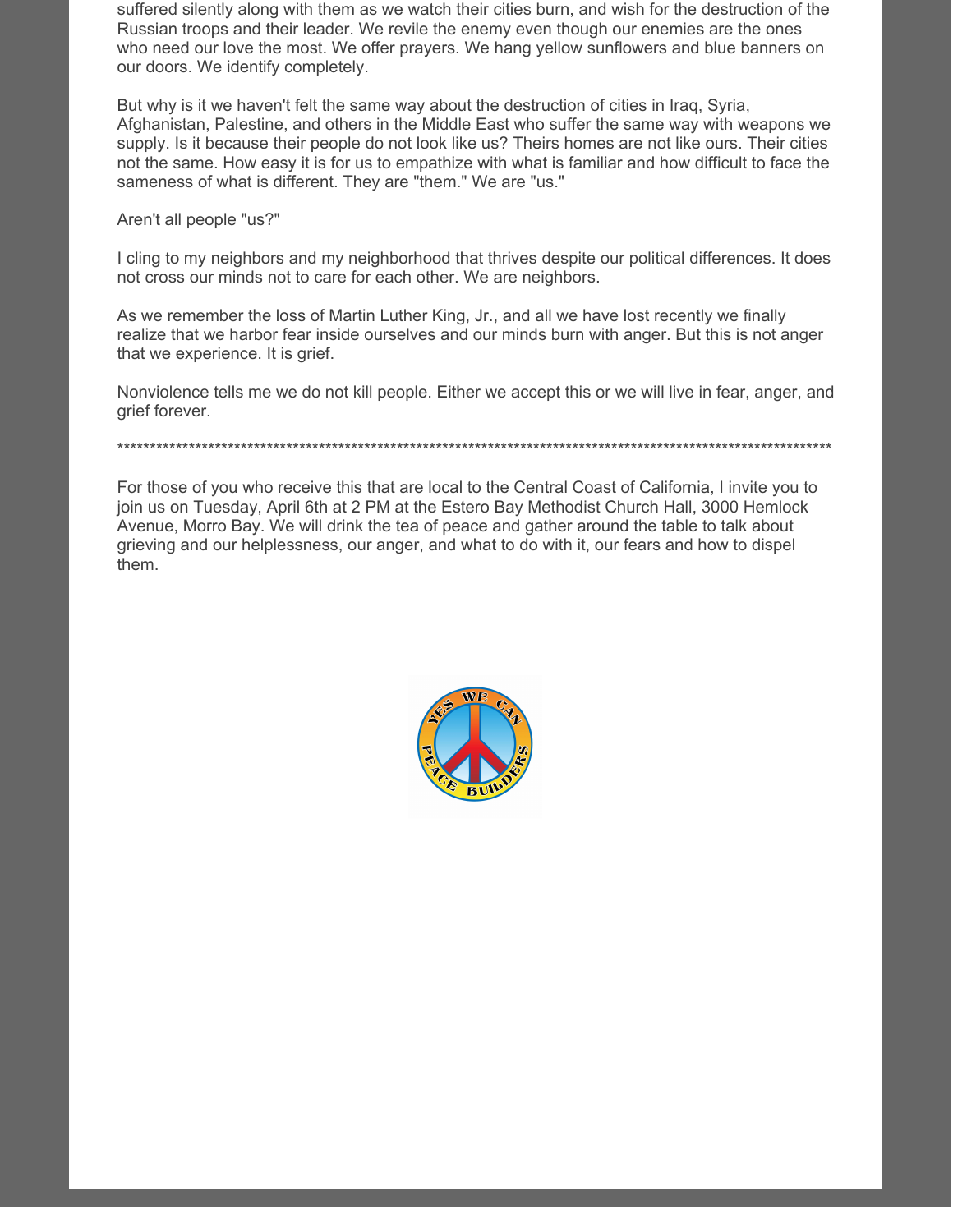suffered silently along with them as we watch their cities burn, and wish for the destruction of the Russian troops and their leader. We revile the enemy even though our enemies are the ones who need our love the most. We offer prayers. We hang yellow sunflowers and blue banners on our doors. We identify completely.

But why is it we haven't felt the same way about the destruction of cities in Iraq, Syria, Afghanistan, Palestine, and others in the Middle East who suffer the same way with weapons we supply. Is it because their people do not look like us? Theirs homes are not like ours. Their cities not the same. How easy it is for us to empathize with what is familiar and how difficult to face the sameness of what is different. They are "them." We are "us."

Aren't all people "us?"

I cling to my neighbors and my neighborhood that thrives despite our political differences. It does not cross our minds not to care for each other. We are neighbors.

As we remember the loss of Martin Luther King, Jr., and all we have lost recently we finally realize that we harbor fear inside ourselves and our minds burn with anger. But this is not anger that we experience. It is grief.

Nonviolence tells me we do not kill people. Either we accept this or we will live in fear, anger, and grief forever.

**********************************************************************************************************************

For those of you who receive this that are local to the Central Coast of California, I invite you to join us on Tuesday, April 6th at 2 PM at the Estero Bay Methodist Church Hall, 3000 Hemlock Avenue, Morro Bay. We will drink the tea of peace and gather around the table to talk about grieving and our helplessness, our anger, and what to do with it, our fears and how to dispel them.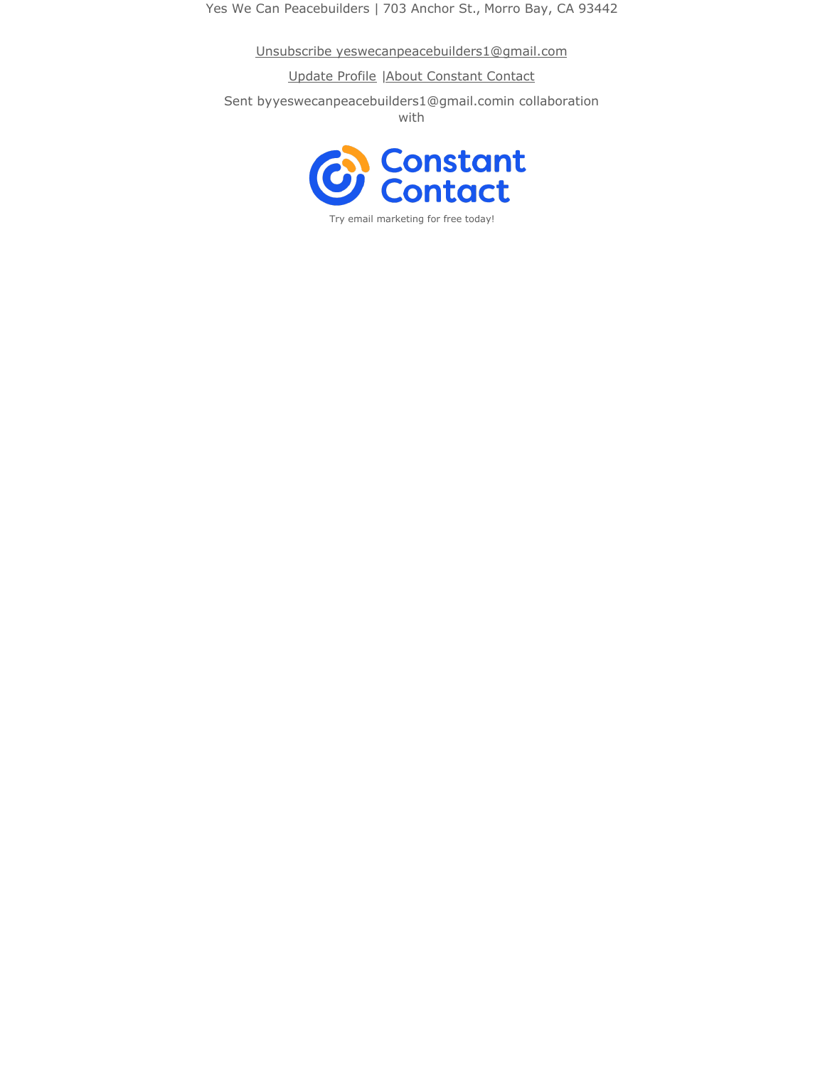Yes We Can Peacebuilders | 703 Anchor St., Morro Bay, CA 93442

Unsubscribe yeswecanpeacebuilders1@gmail.com

Update Profile |About Constant Contact

Sent byyeswecanpeacebuilders1@gmail.comin collaboration with

Constant Contact

Try email marketing for free today!